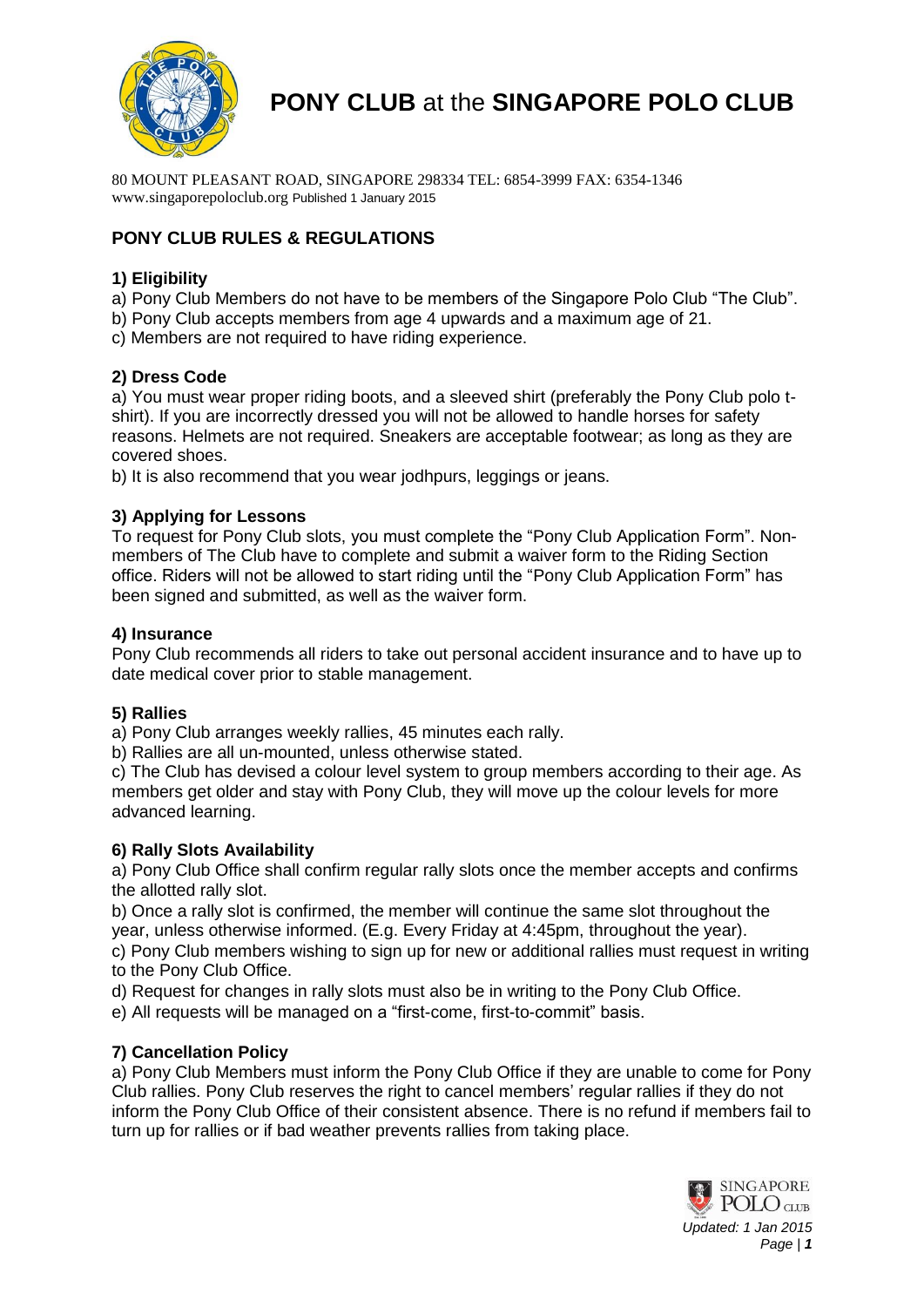# **PONY CLUB** at the **SINGAPORE POLO CLUB**

80 MOUNT PLEASANT ROAD, SINGAPORE 298334 TEL: 6854-3999 FAX: 6354-1346
www.singaporepoloclub.org Published 1 January 2015

## PONY CLUB RULES & REGULATIONS

### 1) Eligibility

a) Pony Club Members do not have to be members of the Singapore Polo Club "The Club".
b) Pony Club accepts members from age 4 upwards and a maximum age of 21.
c) Members are not required to have riding experience.

### 2) Dress Code

a) You must wear proper riding boots, and a sleeved shirt (preferably the Pony Club polo t-shirt). If you are incorrectly dressed you will not be allowed to handle horses for safety reasons. Helmets are not required. Sneakers are acceptable footwear; as long as they are covered shoes.
b) It is also recommend that you wear jodhpurs, leggings or jeans.

### 3) Applying for Lessons

To request for Pony Club slots, you must complete the "Pony Club Application Form". Non-members of The Club have to complete and submit a waiver form to the Riding Section office. Riders will not be allowed to start riding until the "Pony Club Application Form" has been signed and submitted, as well as the waiver form.

### 4) Insurance

Pony Club recommends all riders to take out personal accident insurance and to have up to date medical cover prior to stable management.

### 5) Rallies

a) Pony Club arranges weekly rallies, 45 minutes each rally.
b) Rallies are all un-mounted, unless otherwise stated.
c) The Club has devised a colour level system to group members according to their age. As members get older and stay with Pony Club, they will move up the colour levels for more advanced learning.

### 6) Rally Slots Availability

a) Pony Club Office shall confirm regular rally slots once the member accepts and confirms the allotted rally slot.
b) Once a rally slot is confirmed, the member will continue the same slot throughout the year, unless otherwise informed. (E.g. Every Friday at 4:45pm, throughout the year).
c) Pony Club members wishing to sign up for new or additional rallies must request in writing to the Pony Club Office.
d) Request for changes in rally slots must also be in writing to the Pony Club Office.
e) All requests will be managed on a "first-come, first-to-commit" basis.

### 7) Cancellation Policy

a) Pony Club Members must inform the Pony Club Office if they are unable to come for Pony Club rallies. Pony Club reserves the right to cancel members' regular rallies if they do not inform the Pony Club Office of their consistent absence. There is no refund if members fail to turn up for rallies or if bad weather prevents rallies from taking place.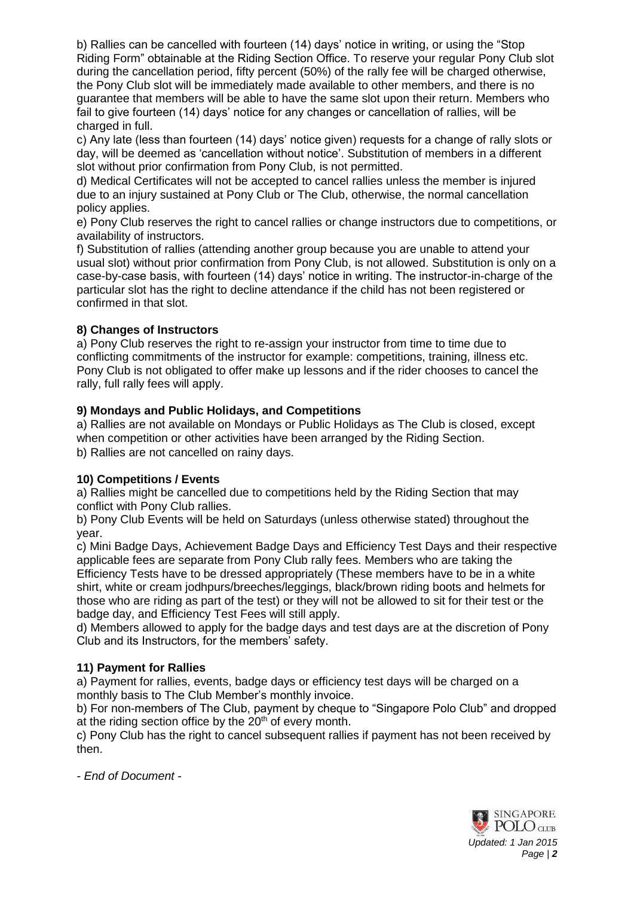b) Rallies can be cancelled with fourteen (14) days' notice in writing, or using the "Stop Riding Form" obtainable at the Riding Section Office. To reserve your regular Pony Club slot during the cancellation period, fifty percent (50%) of the rally fee will be charged otherwise, the Pony Club slot will be immediately made available to other members, and there is no guarantee that members will be able to have the same slot upon their return. Members who fail to give fourteen (14) days' notice for any changes or cancellation of rallies, will be charged in full.

c) Any late (less than fourteen (14) days' notice given) requests for a change of rally slots or day, will be deemed as 'cancellation without notice'. Substitution of members in a different slot without prior confirmation from Pony Club, is not permitted.

d) Medical Certificates will not be accepted to cancel rallies unless the member is injured due to an injury sustained at Pony Club or The Club, otherwise, the normal cancellation policy applies.

e) Pony Club reserves the right to cancel rallies or change instructors due to competitions, or availability of instructors.

f) Substitution of rallies (attending another group because you are unable to attend your usual slot) without prior confirmation from Pony Club, is not allowed. Substitution is only on a case-by-case basis, with fourteen (14) days' notice in writing. The instructor-in-charge of the particular slot has the right to decline attendance if the child has not been registered or confirmed in that slot.

**8) Changes of Instructors**

a) Pony Club reserves the right to re-assign your instructor from time to time due to conflicting commitments of the instructor for example: competitions, training, illness etc. Pony Club is not obligated to offer make up lessons and if the rider chooses to cancel the rally, full rally fees will apply.

**9) Mondays and Public Holidays, and Competitions**

a) Rallies are not available on Mondays or Public Holidays as The Club is closed, except when competition or other activities have been arranged by the Riding Section.

b) Rallies are not cancelled on rainy days.

**10) Competitions / Events**

a) Rallies might be cancelled due to competitions held by the Riding Section that may conflict with Pony Club rallies.

b) Pony Club Events will be held on Saturdays (unless otherwise stated) throughout the year.

c) Mini Badge Days, Achievement Badge Days and Efficiency Test Days and their respective applicable fees are separate from Pony Club rally fees. Members who are taking the Efficiency Tests have to be dressed appropriately (These members have to be in a white shirt, white or cream jodhpurs/breeches/leggings, black/brown riding boots and helmets for those who are riding as part of the test) or they will not be allowed to sit for their test or the badge day, and Efficiency Test Fees will still apply.

d) Members allowed to apply for the badge days and test days are at the discretion of Pony Club and its Instructors, for the members' safety.

**11) Payment for Rallies**

a) Payment for rallies, events, badge days or efficiency test days will be charged on a monthly basis to The Club Member's monthly invoice.

b) For non-members of The Club, payment by cheque to "Singapore Polo Club" and dropped at the riding section office by the 20th of every month.

c) Pony Club has the right to cancel subsequent rallies if payment has not been received by then.

*- End of Document -*

*Updated: 1 Jan 2015*